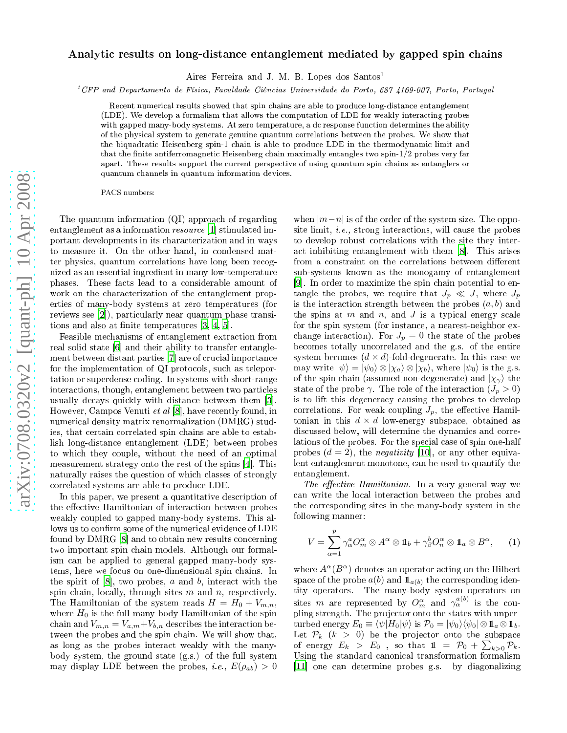# Analytic results on long-distance entanglement mediated by gapped spin chains

Aires Ferreira and J. M. B. Lopes dos Santos[1]

[1] CFP and Departamento de Física, Faculdade Ciências Universidade do Porto, 687 4169-007, Porto, Portugal

Recent numerical results showed that spin chains are able to produce long-distance entanglement (LDE). We develop a formalism that allows the computation of LDE for weakly interacting probes with gapped many-body systems. At zero temperature, a dc response function determines the ability of the physical system to generate genuine quantum correlations between the probes. We show that the biquadratic Heisenberg spin-1 chain is able to produce LDE in the thermodynamic limit and that the finite antiferromagnetic Heisenberg chain maximally entangles two spin-1/2 probes very far apart. These results support the current perspective of using quantum spin chains as entanglers or quantum channels in quantum information devices.

PACS numbers:

The quantum information (QI) approach of regarding entanglement as a information *resource* [1] stimulated important developments in its characterization and in ways to measure it. On the other hand, in condensed matter physics, quantum correlations have long been recognized as an essential ingredient in many low-temperature phases. These facts lead to a considerable amount of work on the characterization of the entanglement properties of many-body systems at zero temperatures (for reviews see [2]), particularly near quantum phase transitions and also at finite temperatures [3, 4, 5].

Feasible mechanisms of entanglement extraction from real solid state [6] and their ability to transfer entanglement between distant parties [7] are of crucial importance for the implementation of QI protocols, such as teleportation or superdense coding. In systems with short-range interactions, though, entanglement between two particles usually decays quickly with distance between them [3]. However, Campos Venuti *et al* [8], have recently found, in numerical density matrix renormalization (DMRG) studies, that certain correlated spin chains are able to establish long-distance entanglement (LDE) between probes to which they couple, without the need of an optimal measurement strategy onto the rest of the spins [4]. This naturally raises the question of which classes of strongly correlated systems are able to produce LDE.

In this paper, we present a quantitative description of the effective Hamiltonian of interaction between probes weakly coupled to gapped many-body systems. This allows us to confirm some of the numerical evidence of LDE found by DMRG [8] and to obtain new results concerning two important spin chain models. Although our formalism can be applied to general gapped many-body systems, here we focus on one-dimensional spin chains. In the spirit of [8], two probes, $a$ and $b$, interact with the spin chain, locally, through sites $m$ and $n$, respectively. The Hamiltonian of the system reads $H = H_0 + V_{m,n}$, where $H_0$ is the full many-body Hamiltonian of the spin chain and $V_{m,n} = V_{a,m} + V_{b,n}$ describes the interaction between the probes and the spin chain. We will show that, as long as the probes interact weakly with the many-body system, the ground state (g.s.) of the full system may display LDE between the probes, *i.e.*, $E(\rho_{ab}) > 0$ when $|m-n|$ is of the order of the system size. The opposite limit, *i.e.*, strong interactions, will cause the probes to develop robust correlations with the site they interact inhibiting entanglement with them [8]. This arises from a constraint on the correlations between different sub-systems known as the monogamy of entanglement [9]. In order to maximize the spin chain potential to entangle the probes, we require that $J_p \ll J$, where $J_p$ is the interaction strength between the probes $(a, b)$ and the spins at $m$ and $n$, and $J$ is a typical energy scale for the spin system (for instance, a nearest-neighbor exchange interaction). For $J_p = 0$ the state of the probes becomes totally uncorrelated and the g.s. of the entire system becomes $(d \times d)$-fold-degenerate. In this case we may write $|\psi\rangle = |\psi_0\rangle \otimes |\chi_a\rangle \otimes |\chi_b\rangle$, where $|\psi_0\rangle$ is the g.s. of the spin chain (assumed non-degenerate) and $|\chi_\gamma\rangle$ the state of the probe $\gamma$. The role of the interaction $(J_p > 0)$ is to lift this degeneracy causing the probes to develop correlations. For weak coupling $J_p$, the effective Hamiltonian in this $d \times d$ low-energy subspace, obtained as discussed below, will determine the dynamics and correlations of the probes. For the special case of spin one-half probes $(d = 2)$, the *negativity* [10], or any other equivalent entanglement monotone, can be used to quantify the entanglement.

*The effective Hamiltonian.* In a very general way we can write the local interaction between the probes and the corresponding sites in the many-body system in the following manner:

$$V = \sum_{\alpha=1}^{p} \gamma_\alpha^a O_m^\alpha \otimes A^\alpha \otimes \mathbb{1}_b + \gamma_\beta^b O_n^\alpha \otimes \mathbb{1}_a \otimes B^\alpha, \qquad (1)$$

where $A^\alpha (B^\alpha)$ denotes an operator acting on the Hilbert space of the probe $a(b)$ and $\mathbb{1}_{a(b)}$ the corresponding identity operators. The many-body system operators on sites $m$ are represented by $O_m^\alpha$ and $\gamma_\alpha^{a(b)}$ is the coupling strength. The projector onto the states with unperturbed energy $E_0 \equiv \langle\psi|H_0|\psi\rangle$ is $\mathcal{P}_0 = |\psi_0\rangle\langle\psi_0| \otimes \mathbb{1}_a \otimes \mathbb{1}_b$. Let $\mathcal{P}_k$ $(k > 0)$ be the projector onto the subspace of energy $E_k > E_0$ , so that $\mathbb{1} = \mathcal{P}_0 + \sum_{k>0} \mathcal{P}_k$. Using the standard canonical transformation formalism [11] one can determine probes g.s. by diagonalizing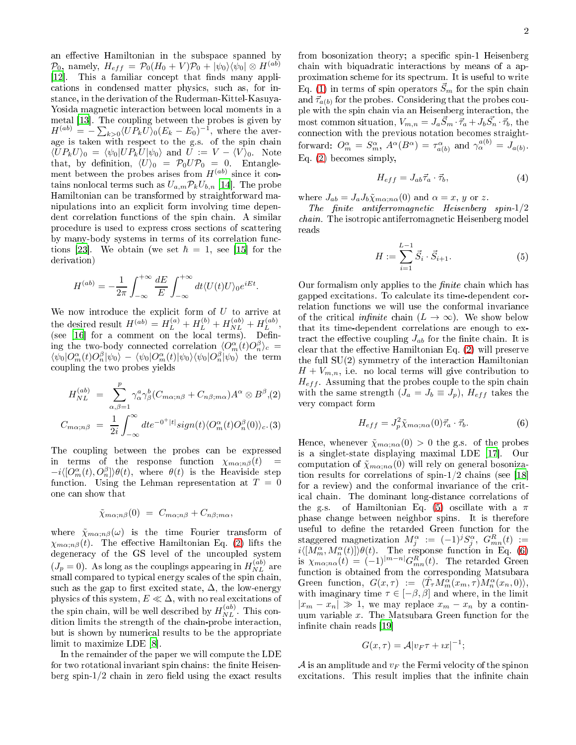an effective Hamiltonian in the subspace spanned by $\mathcal{P}_0$, namely, $H_{eff} = \mathcal{P}_0(H_0 + V)\mathcal{P}_0 + |\psi_0\rangle\langle\psi_0| \otimes H^{(ab)}$ [12]. This a familiar concept that finds many applications in condensed matter physics, such as, for instance, in the derivation of the Ruderman-Kittel-Kasuya-Yosida magnetic interaction between local moments in a metal [13]. The coupling between the probes is given by $H^{(ab)} = -\sum_{k>0}\langle U\mathcal{P}_k U\rangle_0 (E_k - E_0)^{-1}$, where the average is taken with respect to the g.s. of the spin chain $\langle U\mathcal{P}_k U\rangle_0 = \langle\psi_0|U\mathcal{P}_k U|\psi_0\rangle$ and $U := V - \langle V\rangle_0$. Note that, by definition, $\langle U\rangle_0 = \mathcal{P}_0 U \mathcal{P}_0 = 0$. Entanglement between the probes arises from $H^{(ab)}$ since it contains nonlocal terms such as $U_{a,m}\mathcal{P}_k U_{b,n}$ [14]. The probe Hamiltonian can be transformed by straightforward manipulations into an explicit form involving time dependent correlation functions of the spin chain. A similar procedure is used to express cross sections of scattering by many-body systems in terms of its correlation functions [23]. We obtain (we set $\hbar = 1$, see [15] for the derivation)

$$H^{(ab)} = -\frac{1}{2\pi}\int_{-\infty}^{+\infty}\frac{dE}{E}\int_{-\infty}^{+\infty} dt \langle U(t)U\rangle_0 e^{iEt}.$$

We now introduce the explicit form of $U$ to arrive at the desired result $H^{(ab)} = H_L^{(a)} + H_L^{(b)} + H_{NL}^{(ab)} + H_L^{(ab)}$, (see [16] for a comment on the local terms). Defining the two-body connected correlation $\langle O_m^\alpha(t) O_n^\beta\rangle_c = \langle\psi_0|O_m^\alpha(t)O_n^\beta|\psi_0\rangle - \langle\psi_0|O_m^\alpha(t)|\psi_0\rangle\langle\psi_0|O_n^\beta|\psi_0\rangle$ the term coupling the two probes yields

$$H_{NL}^{(ab)} = \sum_{\alpha,\beta=1}^{p}\gamma_\alpha^a\gamma_\beta^b (C_{m\alpha;n\beta} + C_{n\beta;m\alpha}) A^\alpha \otimes B^\beta, \quad (2)$$

$$C_{m\alpha;n\beta} = \frac{1}{2i}\int_{-\infty}^{\infty} dt e^{-0^+|t|} sign(t) \langle O_m^\alpha(t) O_n^\beta(0)\rangle_c. \quad (3)$$

The coupling between the probes can be expressed in terms of the response function $\chi_{m\alpha;n\beta}(t) = -i\langle[O_m^\alpha(t), O_n^\beta]\rangle\theta(t)$, where $\theta(t)$ is the Heaviside step function. Using the Lehman representation at $T = 0$ one can show that

$$\tilde{\chi}_{m\alpha;n\beta}(0) = C_{m\alpha;n\beta} + C_{n\beta;m\alpha},$$

where $\tilde{\chi}_{m\alpha;n\beta}(\omega)$ is the time Fourier transform of $\chi_{m\alpha;n\beta}(t)$. The effective Hamiltonian Eq. (2) lifts the degeneracy of the GS level of the uncoupled system ($J_p = 0$). As long as the couplings appearing in $H_{NL}^{(ab)}$ are small compared to typical energy scales of the spin chain, such as the gap to first excited state, $\Delta$, the low-energy physics of this system, $E \ll \Delta$, with no real excitations of the spin chain, will be well described by $H_{NL}^{(ab)}$. This condition limits the strength of the chain-probe interaction, but is shown by numerical results to be the appropriate limit to maximize LDE [8].

In the remainder of the paper we will compute the LDE for two rotational invariant spin chains: the finite Heisenberg spin-1/2 chain in zero field using the exact results from bosonization theory; a specific spin-1 Heisenberg chain with biquadratic interactions by means of a approximation scheme for its spectrum. It is useful to write Eq. (1) in terms of spin operators $\vec{S}_m$ for the spin chain and $\vec{\tau}_{a(b)}$ for the probes. Considering that the probes couple with the spin chain via an Heisenberg interaction, the most common situation, $V_{m,n} = J_a\vec{S}_m\cdot\vec{\tau}_a + J_b\vec{S}_n\cdot\vec{\tau}_b$, the connection with the previous notation becomes straightforward: $O_m^\alpha = S_m^\alpha$, $A^\alpha(B^\alpha) = \tau_{a(b)}^\alpha$ and $\gamma_\alpha^{a(b)} = J_{a(b)}$. Eq. (2) becomes simply,

$$H_{eff} = J_{ab}\vec{\tau}_a\cdot\vec{\tau}_b, \quad (4)$$

where $J_{ab} = J_a J_b \tilde{\chi}_{m\alpha;n\alpha}(0)$ and $\alpha = x$, $y$ or $z$.

*The finite antiferromagnetic Heisenberg spin-1/2 chain.* The isotropic antiferromagnetic Heisenberg model reads

$$H := \sum_{i=1}^{L-1}\vec{S}_i\cdot\vec{S}_{i+1}. \quad (5)$$

Our formalism only applies to the *finite* chain which has gapped excitations. To calculate its time-dependent correlation functions we will use the conformal invariance of the critical *infinite* chain ($L\to\infty$). We show below that its time-dependent correlations are enough to extract the effective coupling $J_{ab}$ for the finite chain. It is clear that the effective Hamiltonian Eq. (2) will preserve the full SU(2) symmetry of the interaction Hamiltonian $H + V_{m,n}$, i.e. no local terms will give contribution to $H_{eff}$. Assuming that the probes couple to the spin chain with the same strength ($J_a = J_b \equiv J_p$), $H_{eff}$ takes the very compact form

$$H_{eff} = J_p^2\tilde{\chi}_{m\alpha;n\alpha}(0)\vec{\tau}_a\cdot\vec{\tau}_b. \quad (6)$$

Hence, whenever $\tilde{\chi}_{m\alpha;n\alpha}(0) > 0$ the g.s. of the probes is a singlet-state displaying maximal LDE [17]. Our computation of $\tilde{\chi}_{m\alpha;n\alpha}(0)$ will rely on general bosonization results for correlations of spin-1/2 chains (see [18] for a review) and the conformal invariance of the critical chain. The dominant long-distance correlations of the g.s. of Hamiltonian Eq. (5) oscillate with a $\pi$ phase change between neighbor spins. It is therefore useful to define the retarded Green function for the staggered magnetization $M_j^\alpha := (-1)^j S_j^\alpha$, $G_{mn}^R(t) := i\langle[M_m^\alpha, M_n^\alpha(t)]\rangle\theta(t)$. The response function in Eq. (6) is $\chi_{m\alpha;n\alpha}(t) = (-1)^{|m-n|}G_{mn}^R(t)$. The retarded Green function is obtained from the corresponding Matsubara Green function, $G(x,\tau) := \langle\hat{T}_\tau M_m^\alpha(x_m,\tau)M_n^\alpha(x_n,0)\rangle$, with imaginary time $\tau\in[-\beta,\beta]$ and where, in the limit $|x_m - x_n| \gg 1$, we may replace $x_m - x_n$ by a continuum variable $x$. The Matsubara Green function for the infinite chain reads [19]

$$G(x,\tau) = \mathcal{A}|v_F\tau + \imath x|^{-1};$$

$\mathcal{A}$ is an amplitude and $v_F$ the Fermi velocity of the spinon excitations. This result implies that the infinite chain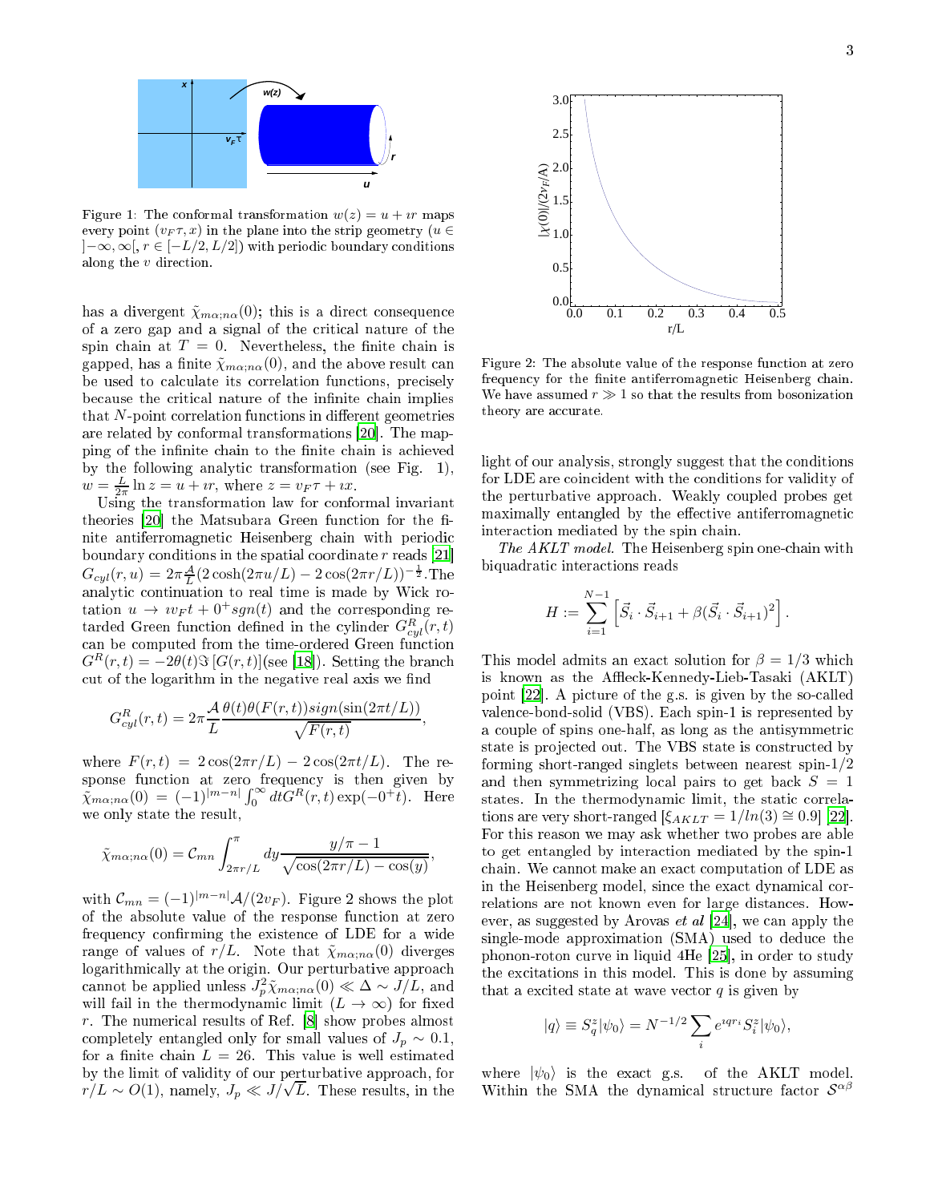Figure 1: The conformal transformation $w(z) = u + \imath r$ maps every point $(v_F\tau, x)$ in the plane into the strip geometry ($u \in ]-\infty, \infty[$, $r \in [-L/2, L/2]$) with periodic boundary conditions along the $v$ direction.

has a divergent $\tilde{\chi}_{m\alpha;n\alpha}(0)$; this is a direct consequence of a zero gap and a signal of the critical nature of the spin chain at $T = 0$. Nevertheless, the finite chain is gapped, has a finite $\tilde{\chi}_{m\alpha;n\alpha}(0)$, and the above result can be used to calculate its correlation functions, precisely because the critical nature of the infinite chain implies that $N$-point correlation functions in different geometries are related by conformal transformations [20]. The mapping of the infinite chain to the finite chain is achieved by the following analytic transformation (see Fig. 1), $w = \frac{L}{2\pi}\ln z = u + \imath r$, where $z = v_F\tau + \imath x$.

Using the transformation law for conformal invariant theories [20] the Matsubara Green function for the finite antiferromagnetic Heisenberg chain with periodic boundary conditions in the spatial coordinate $r$ reads [21] $G_{cyl}(r, u) = 2\pi\frac{\mathcal{A}}{L}(2\cosh(2\pi u/L) - 2\cos(2\pi r/L))^{-\frac{1}{2}}$. The analytic continuation to real time is made by Wick rotation $u \to \imath v_F t + 0^+ sgn(t)$ and the corresponding retarded Green function defined in the cylinder $G^R_{cyl}(r, t)$ can be computed from the time-ordered Green function $G^R(r, t) = -2\theta(t)\Im[G(r, t)]$(see [18]). Setting the branch cut of the logarithm in the negative real axis we find

$$G^R_{cyl}(r, t) = 2\pi\frac{\mathcal{A}}{L}\frac{\theta(t)\theta(F(r, t))sign(\sin(2\pi t/L))}{\sqrt{F(r, t)}},$$

where $F(r, t) = 2\cos(2\pi r/L) - 2\cos(2\pi t/L)$. The response function at zero frequency is then given by $\tilde{\chi}_{m\alpha;n\alpha}(0) = (-1)^{|m-n|}\int_0^\infty dt G^R(r, t)\exp(-0^+t)$. Here we only state the result,

$$\tilde{\chi}_{m\alpha;n\alpha}(0) = \mathcal{C}_{mn}\int_{2\pi r/L}^{\pi} dy \frac{y/\pi - 1}{\sqrt{\cos(2\pi r/L) - \cos(y)}},$$

with $\mathcal{C}_{mn} = (-1)^{|m-n|}\mathcal{A}/(2v_F)$. Figure 2 shows the plot of the absolute value of the response function at zero frequency confirming the existence of LDE for a wide range of values of $r/L$. Note that $\tilde{\chi}_{m\alpha;n\alpha}(0)$ diverges logarithmically at the origin. Our perturbative approach cannot be applied unless $J_p^2\tilde{\chi}_{m\alpha;n\alpha}(0) \ll \Delta \sim J/L$, and will fail in the thermodynamic limit ($L \to \infty$) for fixed $r$. The numerical results of Ref. [8] show probes almost completely entangled only for small values of $J_p \sim 0.1$, for a finite chain $L = 26$. This value is well estimated by the limit of validity of our perturbative approach, for $r/L \sim O(1)$, namely, $J_p \ll J/\sqrt{L}$. These results, in the light of our analysis, strongly suggest that the conditions for LDE are coincident with the conditions for validity of the perturbative approach. Weakly coupled probes get maximally entangled by the effective antiferromagnetic interaction mediated by the spin chain.

Figure 2: The absolute value of the response function at zero frequency for the finite antiferromagnetic Heisenberg chain. We have assumed $r \gg 1$ so that the results from bosonization theory are accurate.

*The AKLT model.* The Heisenberg spin one-chain with biquadratic interactions reads

$$H := \sum_{i=1}^{N-1}\left[\vec{S}_i \cdot \vec{S}_{i+1} + \beta(\vec{S}_i \cdot \vec{S}_{i+1})^2\right].$$

This model admits an exact solution for $\beta = 1/3$ which is known as the Affleck-Kennedy-Lieb-Tasaki (AKLT) point [22]. A picture of the g.s. is given by the so-called valence-bond-solid (VBS). Each spin-1 is represented by a couple of spins one-half, as long as the antisymmetric state is projected out. The VBS state is constructed by forming short-ranged singlets between nearest spin-1/2 and then symmetrizing local pairs to get back $S = 1$ states. In the thermodynamic limit, the static correlations are very short-ranged [$\xi_{AKLT} = 1/ln(3) \cong 0.9$] [22]. For this reason we may ask whether two probes are able to get entangled by interaction mediated by the spin-1 chain. We cannot make an exact computation of LDE as in the Heisenberg model, since the exact dynamical correlations are not known even for large distances. However, as suggested by Arovas *et al* [24], we can apply the single-mode approximation (SMA) used to deduce the phonon-roton curve in liquid 4He [25], in order to study the excitations in this model. This is done by assuming that a excited state at wave vector $q$ is given by

$$|q\rangle \equiv S^z_q|\psi_0\rangle = N^{-1/2}\sum_i e^{\imath q r_i}S^z_i|\psi_0\rangle,$$

where $|\psi_0\rangle$ is the exact g.s. of the AKLT model. Within the SMA the dynamical structure factor $\mathcal{S}^{\alpha\beta}$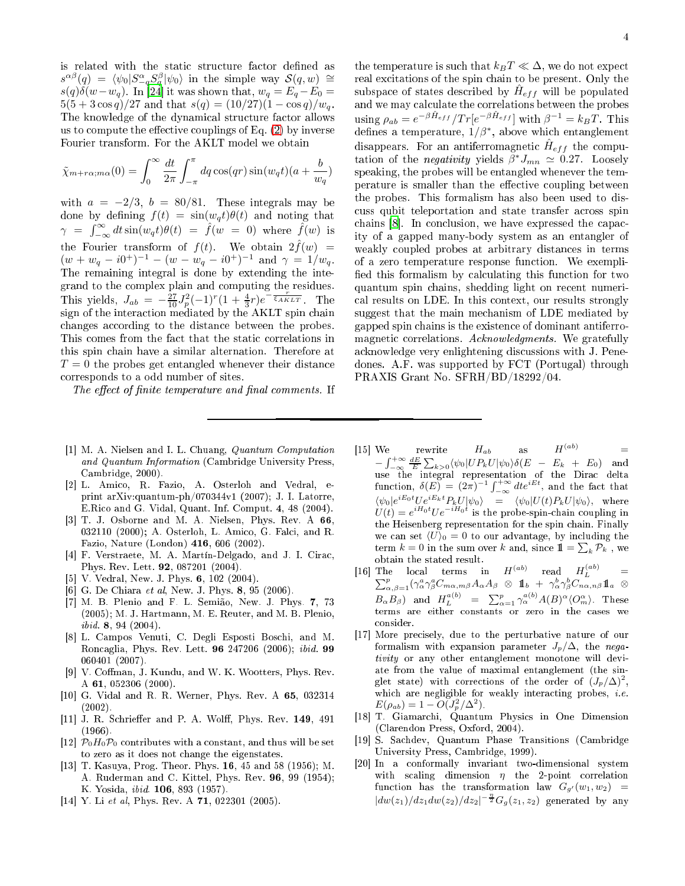is related with the static structure factor defined as $s^{\alpha\beta}(q) = \langle\psi_0|S^{\alpha}_{-q}S^{\beta}_{q}|\psi_0\rangle$ in the simple way $\mathcal{S}(q,w) \cong s(q)\delta(w-w_q)$. In [24] it was shown that, $w_q = E_q - E_0 = 5(5+3\cos q)/27$ and that $s(q) = (10/27)(1-\cos q)/w_q$. The knowledge of the dynamical structure factor allows us to compute the effective couplings of Eq. (2) by inverse Fourier transform. For the AKLT model we obtain

$$\tilde{\chi}_{m+r\alpha;m\alpha}(0) = \int_0^{\infty}\frac{dt}{2\pi}\int_{-\pi}^{\pi}dq\cos(qr)\sin(w_q t)(a+\frac{b}{w_q})$$

with $a = -2/3$, $b = 80/81$. These integrals may be done by defining $f(t) = \sin(w_q t)\theta(t)$ and noting that $\gamma = \int_{-\infty}^{\infty}dt\sin(w_q t)\theta(t) = \hat{f}(w=0)$ where $\hat{f}(w)$ is the Fourier transform of $f(t)$. We obtain $2\hat{f}(w) = (w+w_q-i0^+)^{-1} - (w-w_q-i0^+)^{-1}$ and $\gamma = 1/w_q$. The remaining integral is done by extending the integrand to the complex plain and computing the residues. This yields, $J_{ab} = -\frac{27}{10}J_p^2(-1)^r(1+\frac{4}{3}r)e^{-\frac{r}{\xi_{AKLT}}}$. The sign of the interaction mediated by the AKLT spin chain changes according to the distance between the probes. This comes from the fact that the static correlations in this spin chain have a similar alternation. Therefore at $T=0$ the probes get entangled whenever their distance corresponds to a odd number of sites.

*The effect of finite temperature and final comments.* If the temperature is such that $k_BT \ll \Delta$, we do not expect real excitations of the spin chain to be present. Only the subspace of states described by $\hat{H}_{eff}$ will be populated and we may calculate the correlations between the probes using $\rho_{ab} = e^{-\beta\hat{H}_{eff}}/Tr[e^{-\beta\hat{H}_{eff}}]$ with $\beta^{-1} = k_BT$. This defines a temperature, $1/\beta^*$, above which entanglement disappears. For an antiferromagnetic $\hat{H}_{eff}$ the computation of the *negativity* yields $\beta^* J_{mn} \simeq 0.27$. Loosely speaking, the probes will be entangled whenever the temperature is smaller than the effective coupling between the probes. This formalism has also been used to discuss qubit teleportation and state transfer across spin chains [8]. In conclusion, we have expressed the capacity of a gapped many-body system as an entangler of weakly coupled probes at arbitrary distances in terms of a zero temperature response function. We exemplified this formalism by calculating this function for two quantum spin chains, shedding light on recent numerical results on LDE. In this context, our results strongly suggest that the main mechanism of LDE mediated by gapped spin chains is the existence of dominant antiferromagnetic correlations. *Acknowledgments.* We gratefully acknowledge very enlightening discussions with J. Penedones. A.F. was supported by FCT (Portugal) through PRAXIS Grant No. SFRH/BD/18292/04.

---

[1] M. A. Nielsen and I. L. Chuang, *Quantum Computation and Quantum Information* (Cambridge University Press, Cambridge, 2000).

[2] L. Amico, R. Fazio, A. Osterloh and Vedral, e-print arXiv:quantum-ph/070344v1 (2007); J. I. Latorre, E.Rico and G. Vidal, Quant. Inf. Comput. **4**, 48 (2004).

[3] T. J. Osborne and M. A. Nielsen, Phys. Rev. A **66**, 032110 (2000); A. Osterloh, L. Amico, G. Falci, and R. Fazio, Nature (London) **416**, 606 (2002).

[4] F. Verstraete, M. A. Martín-Delgado, and J. I. Cirac, Phys. Rev. Lett. **92**, 087201 (2004).

[5] V. Vedral, New. J. Phys. **6**, 102 (2004).

[6] G. De Chiara *et al*, New. J. Phys. **8**, 95 (2006).

[7] M. B. Plenio and F. L. Semião, New. J. Phys. **7**, 73 (2005); M. J. Hartmann, M. E. Reuter, and M. B. Plenio, *ibid.* **8**, 94 (2004).

[8] L. Campos Venuti, C. Degli Esposti Boschi, and M. Roncaglia, Phys. Rev. Lett. **96** 247206 (2006); *ibid.* **99** 060401 (2007).

[9] V. Coffman, J. Kundu, and W. K. Wootters, Phys. Rev. A **61**, 052306 (2000).

[10] G. Vidal and R. R. Werner, Phys. Rev. A **65**, 032314 (2002).

[11] J. R. Schrieffer and P. A. Wolff, Phys. Rev. **149**, 491 (1966).

[12] $\mathcal{P}_0H_0\mathcal{P}_0$ contributes with a constant, and thus will be set to zero as it does not change the eigenstates.

[13] T. Kasuya, Prog. Theor. Phys. **16**, 45 and 58 (1956); M. A. Ruderman and C. Kittel, Phys. Rev. **96**, 99 (1954); K. Yosida, *ibid.* **106**, 893 (1957).

[14] Y. Li *et al*, Phys. Rev. A **71**, 022301 (2005).

[15] We rewrite $H_{ab}$ as $H^{(ab)} = -\int_{-\infty}^{+\infty}\frac{dE}{E}\sum_{k>0}\langle\psi_0|UP_kU|\psi_0\rangle\delta(E-E_k+E_0)$ and use the integral representation of the Dirac delta function, $\delta(E) = (2\pi)^{-1}\int_{-\infty}^{+\infty}dte^{iEt}$, and the fact that $\langle\psi_0|e^{iE_0t}Ue^{iE_kt}P_kU|\psi_0\rangle = \langle\psi_0|U(t)P_kU|\psi_0\rangle$, where $U(t) = e^{iH_0t}Ue^{-iH_0t}$ is the probe-spin-chain coupling in the Heisenberg representation for the spin chain. Finally we can set $\langle U\rangle_0 = 0$ to our advantage, by including the term $k=0$ in the sum over $k$ and, since $\mathbb{1} = \sum_k\mathcal{P}_k$, we obtain the stated result.

[16] The local terms in $H^{(ab)}$ read $H_L^{(ab)} = \sum_{\alpha,\beta=1}^{p}(\gamma_\alpha^a\gamma_\beta^a C_{m\alpha,m\beta}A_\alpha A_\beta \otimes \mathbb{1}_b + \gamma_\alpha^b\gamma_\beta^b C_{n\alpha,n\beta}\mathbb{1}_a \otimes B_\alpha B_\beta)$ and $H_L^{a(b)} = \sum_{\alpha=1}^{p}\gamma_\alpha^{a(b)}A(B)^\alpha\langle O_m^\alpha\rangle$. These terms are either constants or zero in the cases we consider.

[17] More precisely, due to the perturbative nature of our formalism with expansion parameter $J_p/\Delta$, the *negativity* or any other entanglement monotone will deviate from the value of maximal entanglement (the singlet state) with corrections of the order of $(J_p/\Delta)^2$, which are negligible for weakly interacting probes, *i.e.* $E(\rho_{ab}) = 1 - O(J_p^2/\Delta^2)$.

[18] T. Giamarchi, Quantum Physics in One Dimension (Clarendon Press, Oxford, 2004).

[19] S. Sachdev, Quantum Phase Transitions (Cambridge University Press, Cambridge, 1999).

[20] In a conformally invariant two-dimensional system with scaling dimension $\eta$ the 2-point correlation function has the transformation law $G_{g'}(w_1,w_2) = |dw(z_1)/dz_1dw(z_2)/dz_2|^{-\frac{\eta}{2}}G_g(z_1,z_2)$ generated by any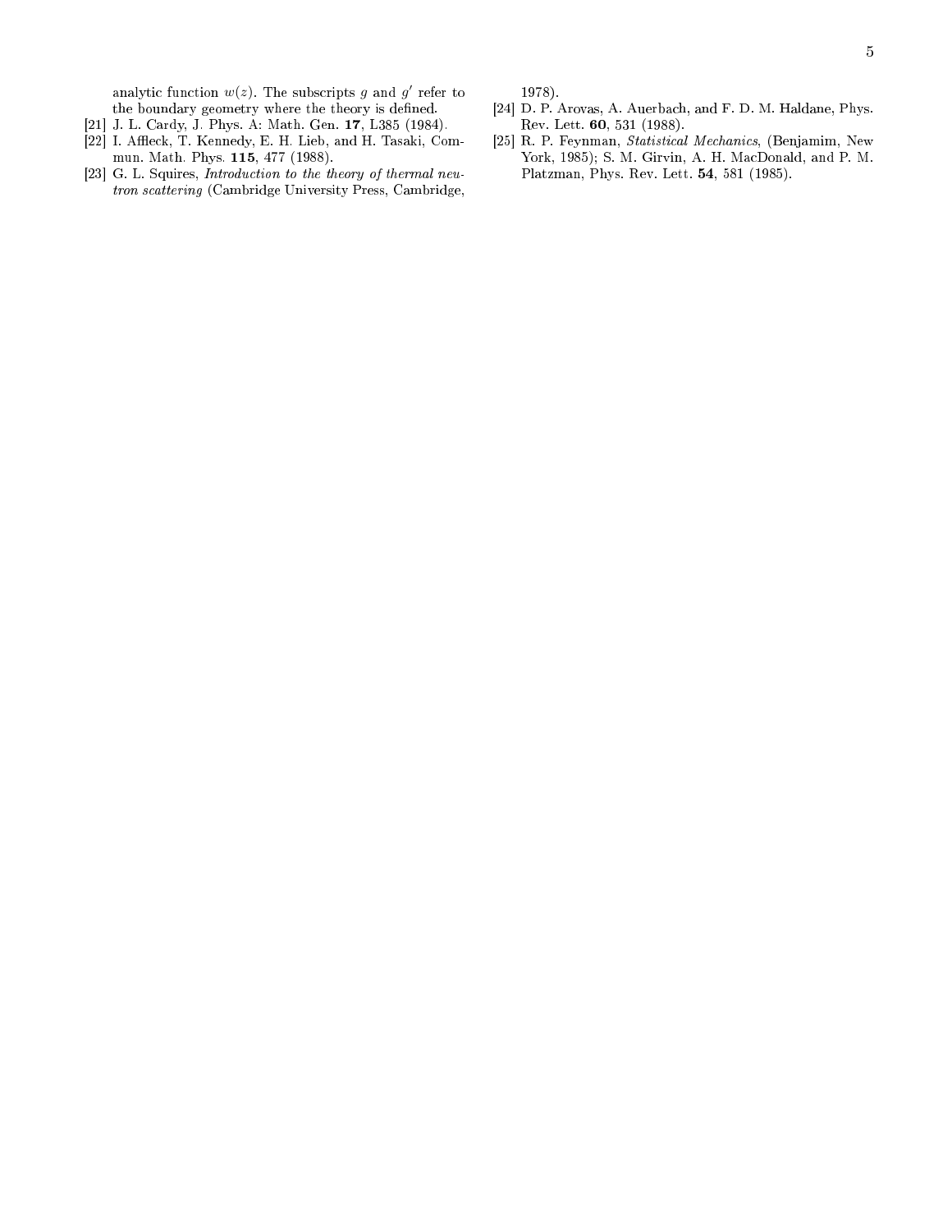analytic function $w(z)$. The subscripts $g$ and $g'$ refer to the boundary geometry where the theory is defined.

[21] J. L. Cardy, J. Phys. A: Math. Gen. **17**, L385 (1984).

[22] I. Affleck, T. Kennedy, E. H. Lieb, and H. Tasaki, Commun. Math. Phys. **115**, 477 (1988).

[23] G. L. Squires, *Introduction to the theory of thermal neutron scattering* (Cambridge University Press, Cambridge, 1978).

[24] D. P. Arovas, A. Auerbach, and F. D. M. Haldane, Phys. Rev. Lett. **60**, 531 (1988).

[25] R. P. Feynman, *Statistical Mechanics*, (Benjamim, New York, 1985); S. M. Girvin, A. H. MacDonald, and P. M. Platzman, Phys. Rev. Lett. **54**, 581 (1985).